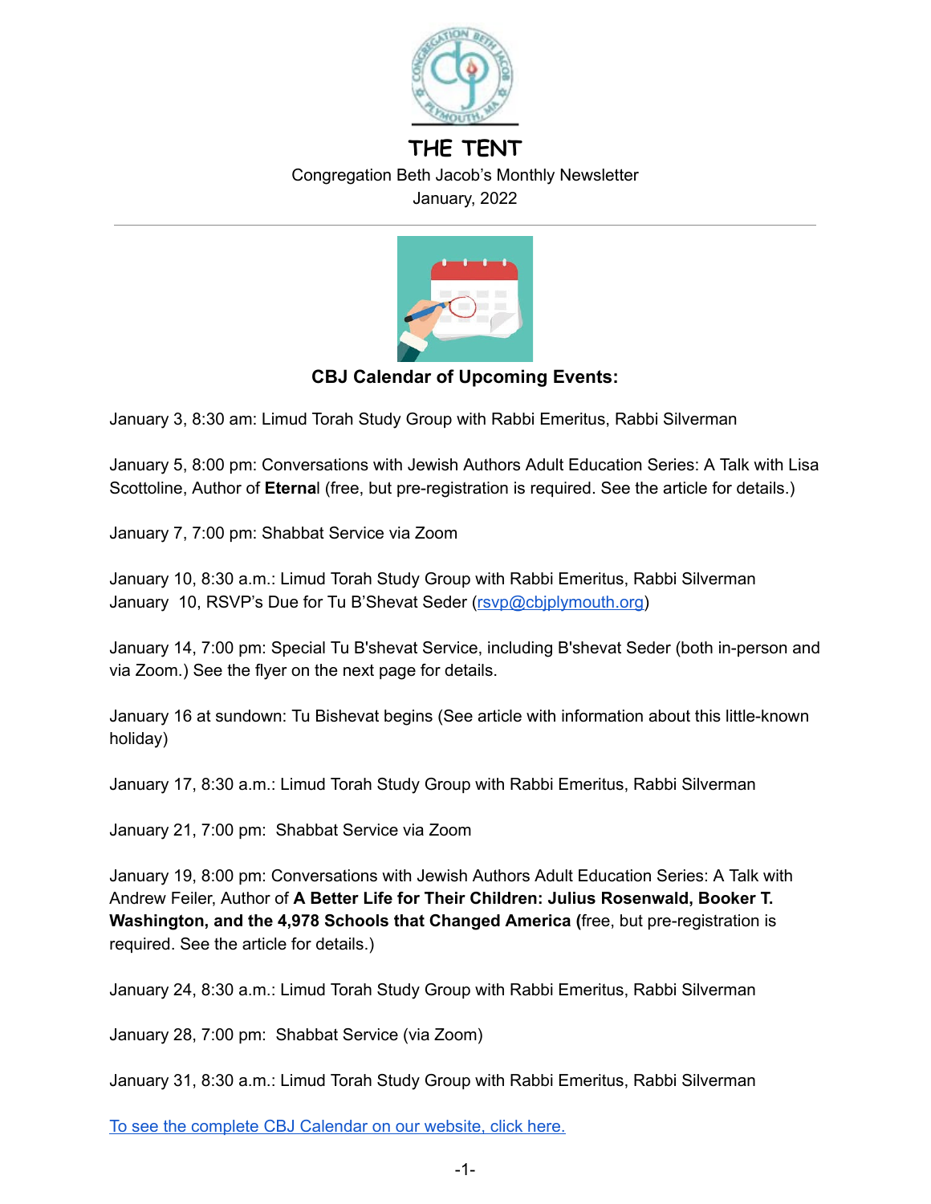# THE TENT

Congregation Beth Jacob's Monthly Newsletter

January, 2022

## CBJ Calendar of Upcoming Events:

January 3, 8:30 am: Limud Torah Study Group with Rabbi Emeritus, Rabbi Silverman

January 5, 8:00 pm: Conversations with Jewish Authors Adult Education Series: A Talk with Lisa Scottoline, Author of **Eterna**l (free, but pre-registration is required. See the article for details.)

January 7, 7:00 pm: Shabbat Service via Zoom

January 10, 8:30 a.m.: Limud Torah Study Group with Rabbi Emeritus, Rabbi Silverman
January 10, RSVP's Due for Tu B'Shevat Seder (rsvp@cbjplymouth.org)

January 14, 7:00 pm: Special Tu B'shevat Service, including B'shevat Seder (both in-person and via Zoom.) See the flyer on the next page for details.

January 16 at sundown: Tu Bishevat begins (See article with information about this little-known holiday)

January 17, 8:30 a.m.: Limud Torah Study Group with Rabbi Emeritus, Rabbi Silverman

January 21, 7:00 pm: Shabbat Service via Zoom

January 19, 8:00 pm: Conversations with Jewish Authors Adult Education Series: A Talk with Andrew Feiler, Author of **A Better Life for Their Children: Julius Rosenwald, Booker T. Washington, and the 4,978 Schools that Changed America (**free, but pre-registration is required. See the article for details.)

January 24, 8:30 a.m.: Limud Torah Study Group with Rabbi Emeritus, Rabbi Silverman

January 28, 7:00 pm: Shabbat Service (via Zoom)

January 31, 8:30 a.m.: Limud Torah Study Group with Rabbi Emeritus, Rabbi Silverman

To see the complete CBJ Calendar on our website, click here.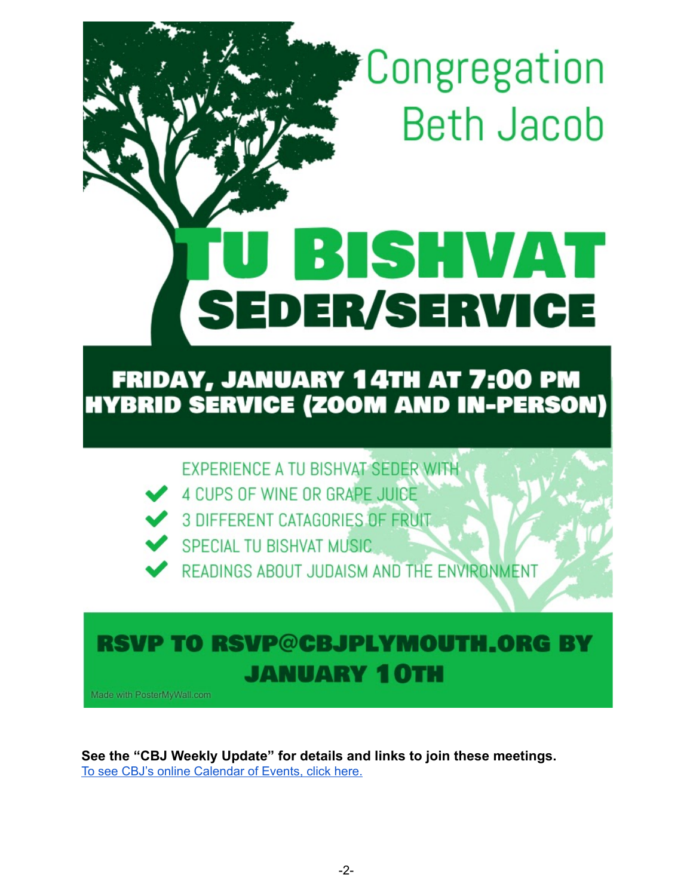# Congregation Beth Jacob

# TU BISHVAT SEDER/SERVICE

**FRIDAY, JANUARY 14TH AT 7:00 PM**
**HYBRID SERVICE (ZOOM AND IN-PERSON)**

EXPERIENCE A TU BISHVAT SEDER WITH

- 4 CUPS OF WINE OR GRAPE JUICE
- 3 DIFFERENT CATAGORIES OF FRUIT
- SPECIAL TU BISHVAT MUSIC
- READINGS ABOUT JUDAISM AND THE ENVIRONMENT

**RSVP TO RSVP@CBJPLYMOUTH.ORG BY JANUARY 10TH**

Made with PosterMyWall.com

**See the "CBJ Weekly Update" for details and links to join these meetings.**
To see CBJ's online Calendar of Events, click here.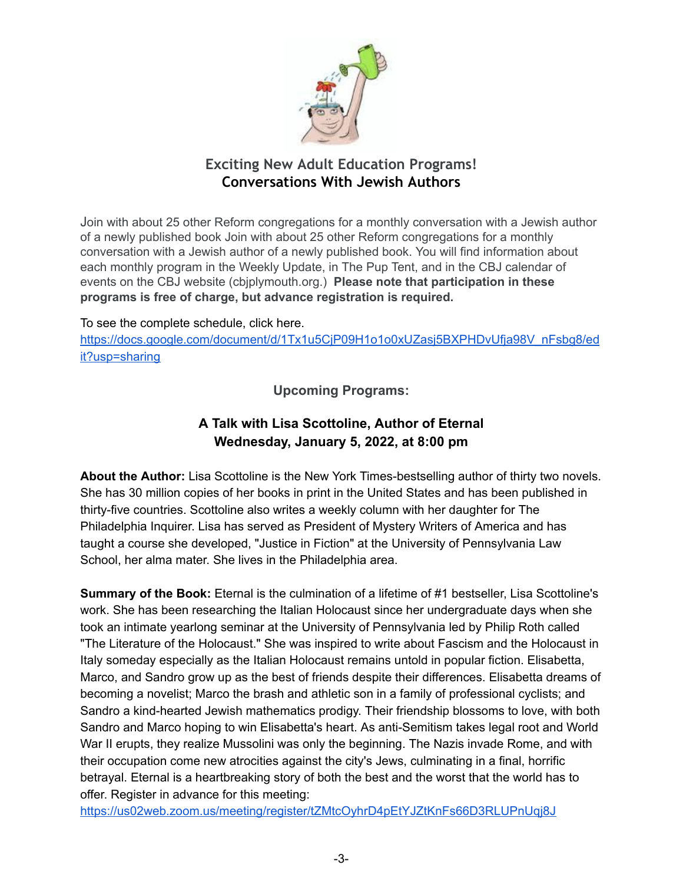## Exciting New Adult Education Programs!
## Conversations With Jewish Authors

Join with about 25 other Reform congregations for a monthly conversation with a Jewish author of a newly published book Join with about 25 other Reform congregations for a monthly conversation with a Jewish author of a newly published book. You will find information about each monthly program in the Weekly Update, in The Pup Tent, and in the CBJ calendar of events on the CBJ website (cbjplymouth.org.) **Please note that participation in these programs is free of charge, but advance registration is required.**

To see the complete schedule, click here.
https://docs.google.com/document/d/1Tx1u5CjP09H1o1o0xUZasj5BXPHDvUfja98V_nFsbg8/edit?usp=sharing

### Upcoming Programs:

### A Talk with Lisa Scottoline, Author of Eternal
### Wednesday, January 5, 2022, at 8:00 pm

**About the Author:** Lisa Scottoline is the New York Times-bestselling author of thirty two novels. She has 30 million copies of her books in print in the United States and has been published in thirty-five countries. Scottoline also writes a weekly column with her daughter for The Philadelphia Inquirer. Lisa has served as President of Mystery Writers of America and has taught a course she developed, "Justice in Fiction" at the University of Pennsylvania Law School, her alma mater. She lives in the Philadelphia area.

**Summary of the Book:** Eternal is the culmination of a lifetime of #1 bestseller, Lisa Scottoline's work. She has been researching the Italian Holocaust since her undergraduate days when she took an intimate yearlong seminar at the University of Pennsylvania led by Philip Roth called "The Literature of the Holocaust." She was inspired to write about Fascism and the Holocaust in Italy someday especially as the Italian Holocaust remains untold in popular fiction. Elisabetta, Marco, and Sandro grow up as the best of friends despite their differences. Elisabetta dreams of becoming a novelist; Marco the brash and athletic son in a family of professional cyclists; and Sandro a kind-hearted Jewish mathematics prodigy. Their friendship blossoms to love, with both Sandro and Marco hoping to win Elisabetta's heart. As anti-Semitism takes legal root and World War II erupts, they realize Mussolini was only the beginning. The Nazis invade Rome, and with their occupation come new atrocities against the city's Jews, culminating in a final, horrific betrayal. Eternal is a heartbreaking story of both the best and the worst that the world has to offer. Register in advance for this meeting:
https://us02web.zoom.us/meeting/register/tZMtcOyhrD4pEtYJZtKnFs66D3RLUPnUqj8J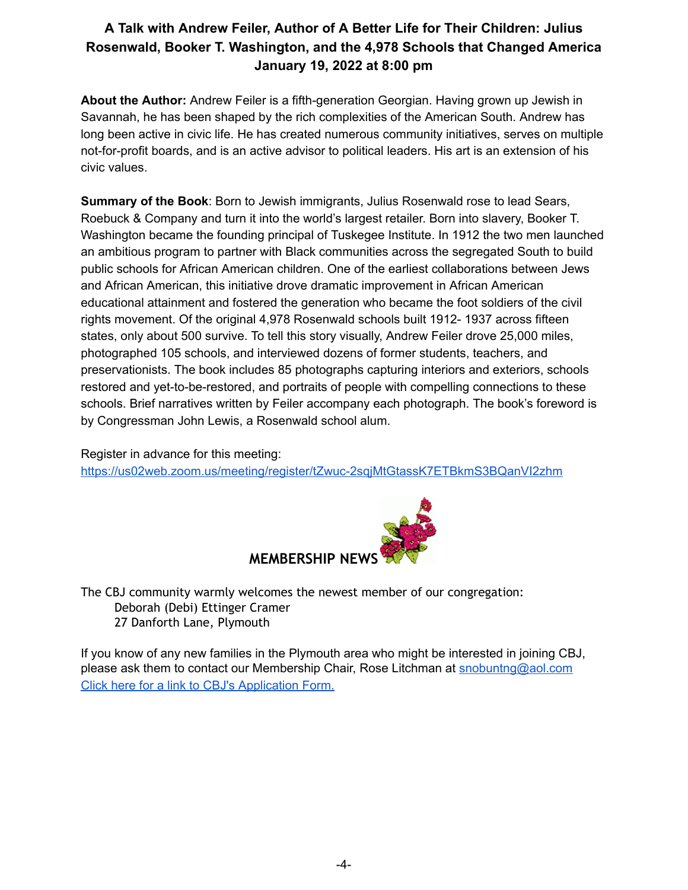## A Talk with Andrew Feiler, Author of A Better Life for Their Children: Julius Rosenwald, Booker T. Washington, and the 4,978 Schools that Changed America
## January 19, 2022 at 8:00 pm

**About the Author:** Andrew Feiler is a fifth-generation Georgian. Having grown up Jewish in Savannah, he has been shaped by the rich complexities of the American South. Andrew has long been active in civic life. He has created numerous community initiatives, serves on multiple not-for-profit boards, and is an active advisor to political leaders. His art is an extension of his civic values.

**Summary of the Book**: Born to Jewish immigrants, Julius Rosenwald rose to lead Sears, Roebuck & Company and turn it into the world's largest retailer. Born into slavery, Booker T. Washington became the founding principal of Tuskegee Institute. In 1912 the two men launched an ambitious program to partner with Black communities across the segregated South to build public schools for African American children. One of the earliest collaborations between Jews and African American, this initiative drove dramatic improvement in African American educational attainment and fostered the generation who became the foot soldiers of the civil rights movement. Of the original 4,978 Rosenwald schools built 1912- 1937 across fifteen states, only about 500 survive. To tell this story visually, Andrew Feiler drove 25,000 miles, photographed 105 schools, and interviewed dozens of former students, teachers, and preservationists. The book includes 85 photographs capturing interiors and exteriors, schools restored and yet-to-be-restored, and portraits of people with compelling connections to these schools. Brief narratives written by Feiler accompany each photograph. The book's foreword is by Congressman John Lewis, a Rosenwald school alum.

Register in advance for this meeting:
https://us02web.zoom.us/meeting/register/tZwuc-2sqjMtGtassK7ETBkmS3BQanVI2zhm

## MEMBERSHIP NEWS

The CBJ community warmly welcomes the newest member of our congregation:
Deborah (Debi) Ettinger Cramer
27 Danforth Lane, Plymouth

If you know of any new families in the Plymouth area who might be interested in joining CBJ, please ask them to contact our Membership Chair, Rose Litchman at snobuntng@aol.com
Click here for a link to CBJ's Application Form.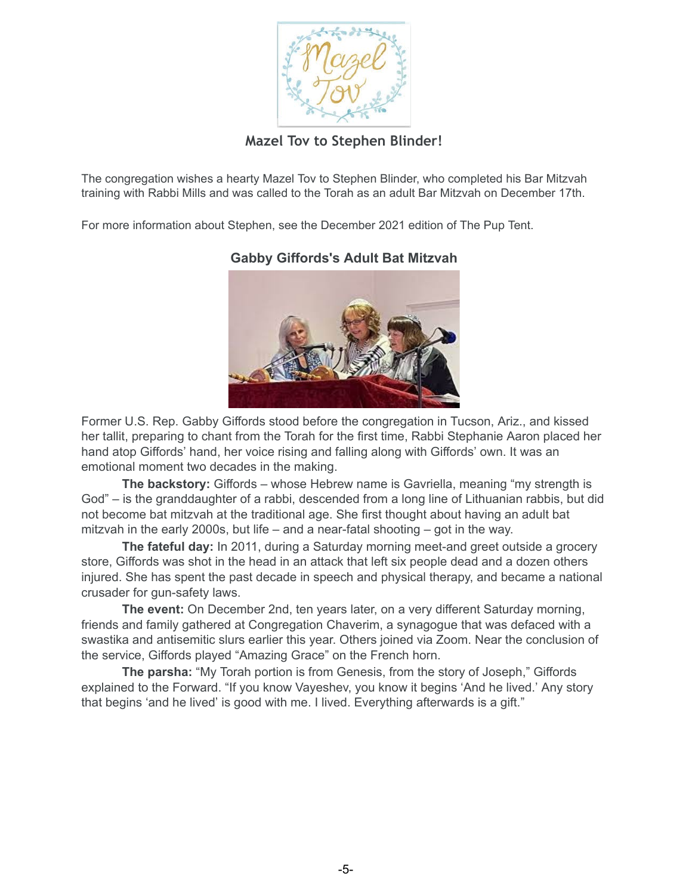## Mazel Tov to Stephen Blinder!

The congregation wishes a hearty Mazel Tov to Stephen Blinder, who completed his Bar Mitzvah training with Rabbi Mills and was called to the Torah as an adult Bar Mitzvah on December 17th.

For more information about Stephen, see the December 2021 edition of The Pup Tent.

## Gabby Giffords's Adult Bat Mitzvah

Former U.S. Rep. Gabby Giffords stood before the congregation in Tucson, Ariz., and kissed her tallit, preparing to chant from the Torah for the first time, Rabbi Stephanie Aaron placed her hand atop Giffords' hand, her voice rising and falling along with Giffords' own. It was an emotional moment two decades in the making.

**The backstory:** Giffords – whose Hebrew name is Gavriella, meaning "my strength is God" – is the granddaughter of a rabbi, descended from a long line of Lithuanian rabbis, but did not become bat mitzvah at the traditional age. She first thought about having an adult bat mitzvah in the early 2000s, but life – and a near-fatal shooting – got in the way.

**The fateful day:** In 2011, during a Saturday morning meet-and greet outside a grocery store, Giffords was shot in the head in an attack that left six people dead and a dozen others injured. She has spent the past decade in speech and physical therapy, and became a national crusader for gun-safety laws.

**The event:** On December 2nd, ten years later, on a very different Saturday morning, friends and family gathered at Congregation Chaverim, a synagogue that was defaced with a swastika and antisemitic slurs earlier this year. Others joined via Zoom. Near the conclusion of the service, Giffords played "Amazing Grace" on the French horn.

**The parsha:** "My Torah portion is from Genesis, from the story of Joseph," Giffords explained to the Forward. "If you know Vayeshev, you know it begins 'And he lived.' Any story that begins 'and he lived' is good with me. I lived. Everything afterwards is a gift."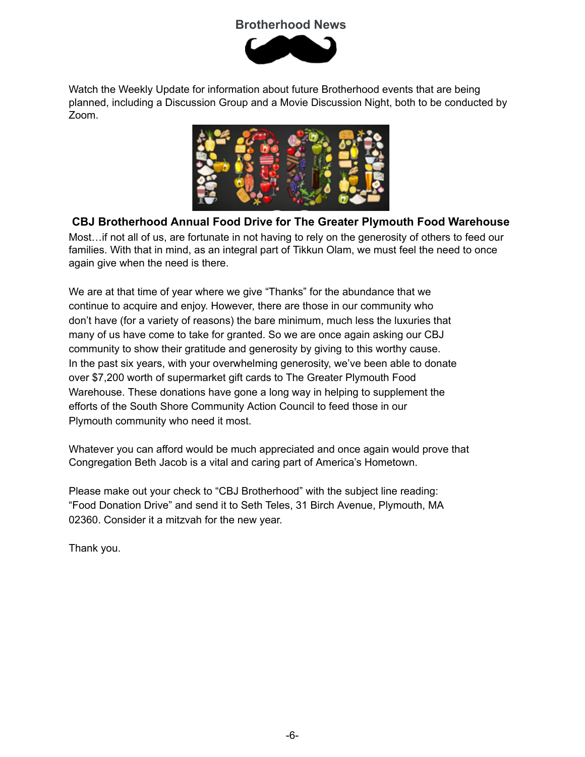# Brotherhood News

Watch the Weekly Update for information about future Brotherhood events that are being planned, including a Discussion Group and a Movie Discussion Night, both to be conducted by Zoom.

## CBJ Brotherhood Annual Food Drive for The Greater Plymouth Food Warehouse

Most…if not all of us, are fortunate in not having to rely on the generosity of others to feed our families. With that in mind, as an integral part of Tikkun Olam, we must feel the need to once again give when the need is there.

We are at that time of year where we give "Thanks" for the abundance that we continue to acquire and enjoy. However, there are those in our community who don't have (for a variety of reasons) the bare minimum, much less the luxuries that many of us have come to take for granted. So we are once again asking our CBJ community to show their gratitude and generosity by giving to this worthy cause. In the past six years, with your overwhelming generosity, we've been able to donate over $7,200 worth of supermarket gift cards to The Greater Plymouth Food Warehouse. These donations have gone a long way in helping to supplement the efforts of the South Shore Community Action Council to feed those in our Plymouth community who need it most.

Whatever you can afford would be much appreciated and once again would prove that Congregation Beth Jacob is a vital and caring part of America's Hometown.

Please make out your check to "CBJ Brotherhood" with the subject line reading: "Food Donation Drive" and send it to Seth Teles, 31 Birch Avenue, Plymouth, MA 02360. Consider it a mitzvah for the new year.

Thank you.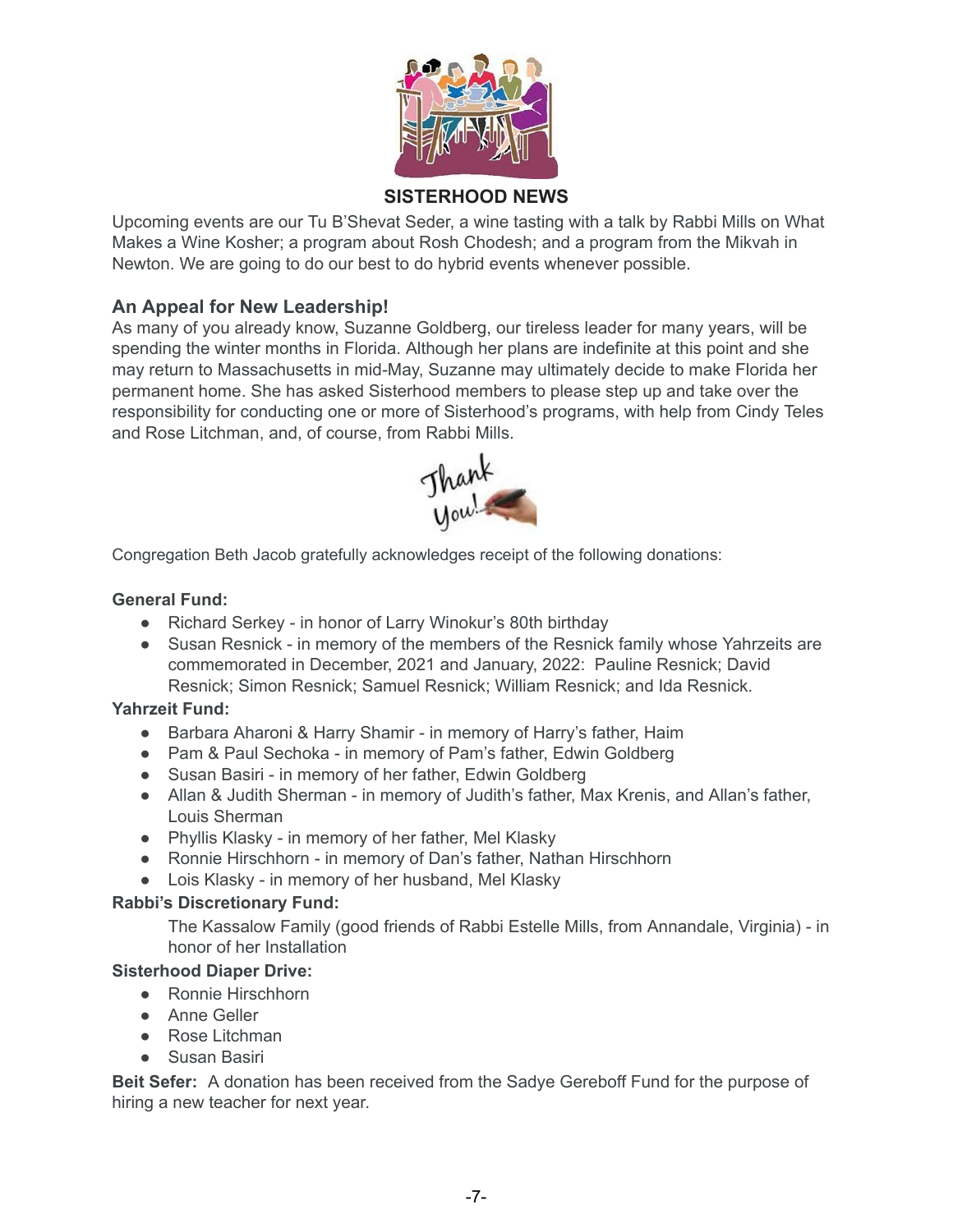## SISTERHOOD NEWS

Upcoming events are our Tu B'Shevat Seder, a wine tasting with a talk by Rabbi Mills on What Makes a Wine Kosher; a program about Rosh Chodesh; and a program from the Mikvah in Newton. We are going to do our best to do hybrid events whenever possible.

### An Appeal for New Leadership!

As many of you already know, Suzanne Goldberg, our tireless leader for many years, will be spending the winter months in Florida. Although her plans are indefinite at this point and she may return to Massachusetts in mid-May, Suzanne may ultimately decide to make Florida her permanent home. She has asked Sisterhood members to please step up and take over the responsibility for conducting one or more of Sisterhood's programs, with help from Cindy Teles and Rose Litchman, and, of course, from Rabbi Mills.

Congregation Beth Jacob gratefully acknowledges receipt of the following donations:

**General Fund:**

- Richard Serkey - in honor of Larry Winokur's 80th birthday
- Susan Resnick - in memory of the members of the Resnick family whose Yahrzeits are commemorated in December, 2021 and January, 2022: Pauline Resnick; David Resnick; Simon Resnick; Samuel Resnick; William Resnick; and Ida Resnick.

**Yahrzeit Fund:**

- Barbara Aharoni & Harry Shamir - in memory of Harry's father, Haim
- Pam & Paul Sechoka - in memory of Pam's father, Edwin Goldberg
- Susan Basiri - in memory of her father, Edwin Goldberg
- Allan & Judith Sherman - in memory of Judith's father, Max Krenis, and Allan's father, Louis Sherman
- Phyllis Klasky - in memory of her father, Mel Klasky
- Ronnie Hirschhorn - in memory of Dan's father, Nathan Hirschhorn
- Lois Klasky - in memory of her husband, Mel Klasky

**Rabbi's Discretionary Fund:**

The Kassalow Family (good friends of Rabbi Estelle Mills, from Annandale, Virginia) - in honor of her Installation

**Sisterhood Diaper Drive:**

- Ronnie Hirschhorn
- Anne Geller
- Rose Litchman
- Susan Basiri

**Beit Sefer:** A donation has been received from the Sadye Gereboff Fund for the purpose of hiring a new teacher for next year.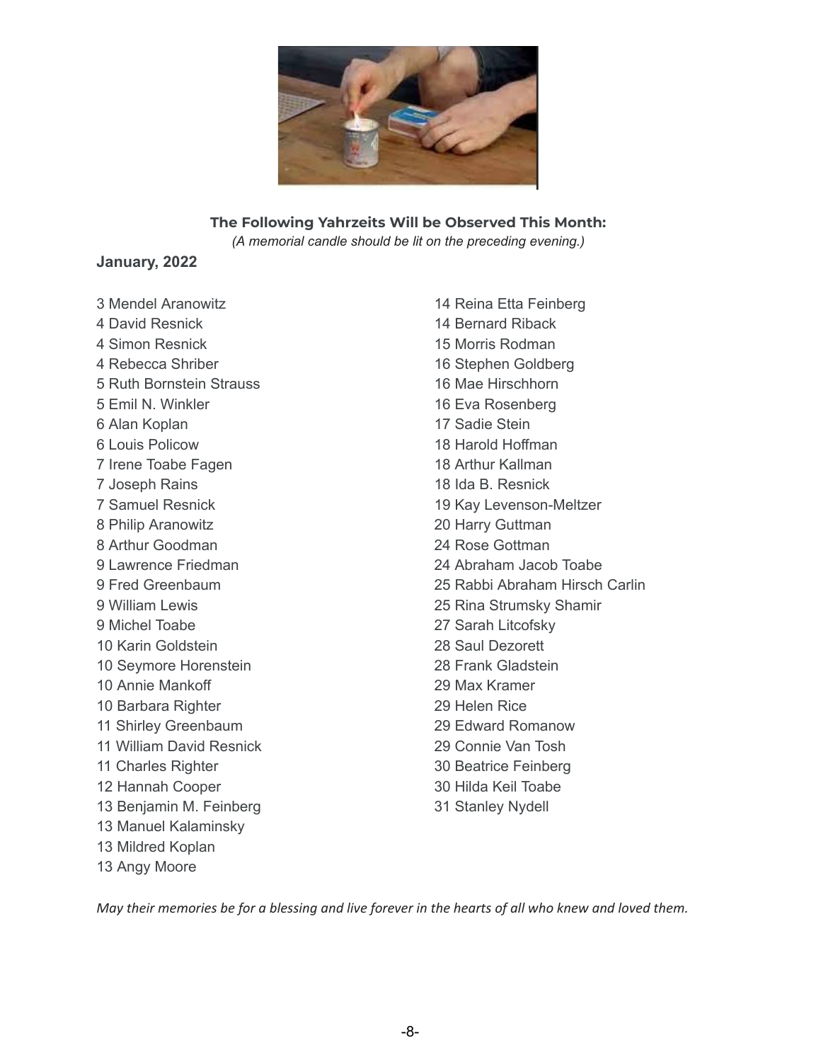**The Following Yahrzeits Will be Observed This Month:**

*(A memorial candle should be lit on the preceding evening.)*

**January, 2022**

3 Mendel Aranowitz
4 David Resnick
4 Simon Resnick
4 Rebecca Shriber
5 Ruth Bornstein Strauss
5 Emil N. Winkler
6 Alan Koplan
6 Louis Policow
7 Irene Toabe Fagen
7 Joseph Rains
7 Samuel Resnick
8 Philip Aranowitz
8 Arthur Goodman
9 Lawrence Friedman
9 Fred Greenbaum
9 William Lewis
9 Michel Toabe
10 Karin Goldstein
10 Seymore Horenstein
10 Annie Mankoff
10 Barbara Righter
11 Shirley Greenbaum
11 William David Resnick
11 Charles Righter
12 Hannah Cooper
13 Benjamin M. Feinberg
13 Manuel Kalaminsky
13 Mildred Koplan
13 Angy Moore
14 Reina Etta Feinberg
14 Bernard Riback
15 Morris Rodman
16 Stephen Goldberg
16 Mae Hirschhorn
16 Eva Rosenberg
17 Sadie Stein
18 Harold Hoffman
18 Arthur Kallman
18 Ida B. Resnick
19 Kay Levenson-Meltzer
20 Harry Guttman
24 Rose Gottman
24 Abraham Jacob Toabe
25 Rabbi Abraham Hirsch Carlin
25 Rina Strumsky Shamir
27 Sarah Litcofsky
28 Saul Dezorett
28 Frank Gladstein
29 Max Kramer
29 Helen Rice
29 Edward Romanow
29 Connie Van Tosh
30 Beatrice Feinberg
30 Hilda Keil Toabe
31 Stanley Nydell

*May their memories be for a blessing and live forever in the hearts of all who knew and loved them.*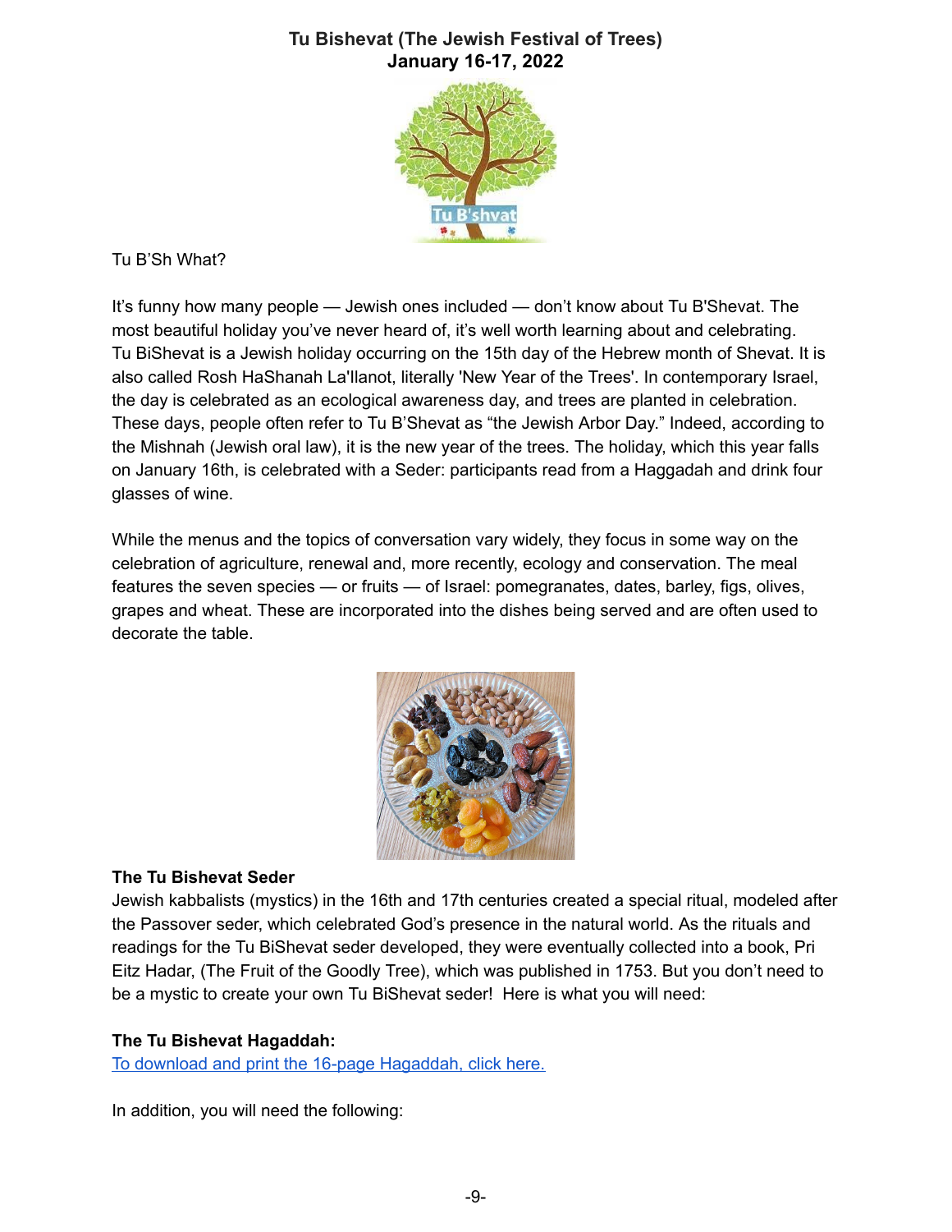**Tu Bishevat (The Jewish Festival of Trees)**
**January 16-17, 2022**

Tu B'Sh What?

It's funny how many people — Jewish ones included — don't know about Tu B'Shevat. The most beautiful holiday you've never heard of, it's well worth learning about and celebrating. Tu BiShevat is a Jewish holiday occurring on the 15th day of the Hebrew month of Shevat. It is also called Rosh HaShanah La'Ilanot, literally 'New Year of the Trees'. In contemporary Israel, the day is celebrated as an ecological awareness day, and trees are planted in celebration. These days, people often refer to Tu B'Shevat as "the Jewish Arbor Day." Indeed, according to the Mishnah (Jewish oral law), it is the new year of the trees. The holiday, which this year falls on January 16th, is celebrated with a Seder: participants read from a Haggadah and drink four glasses of wine.

While the menus and the topics of conversation vary widely, they focus in some way on the celebration of agriculture, renewal and, more recently, ecology and conservation. The meal features the seven species — or fruits — of Israel: pomegranates, dates, barley, figs, olives, grapes and wheat. These are incorporated into the dishes being served and are often used to decorate the table.

**The Tu Bishevat Seder**
Jewish kabbalists (mystics) in the 16th and 17th centuries created a special ritual, modeled after the Passover seder, which celebrated God's presence in the natural world. As the rituals and readings for the Tu BiShevat seder developed, they were eventually collected into a book, Pri Eitz Hadar, (The Fruit of the Goodly Tree), which was published in 1753. But you don't need to be a mystic to create your own Tu BiShevat seder! Here is what you will need:

**The Tu Bishevat Hagaddah:**
To download and print the 16-page Hagaddah, click here.

In addition, you will need the following: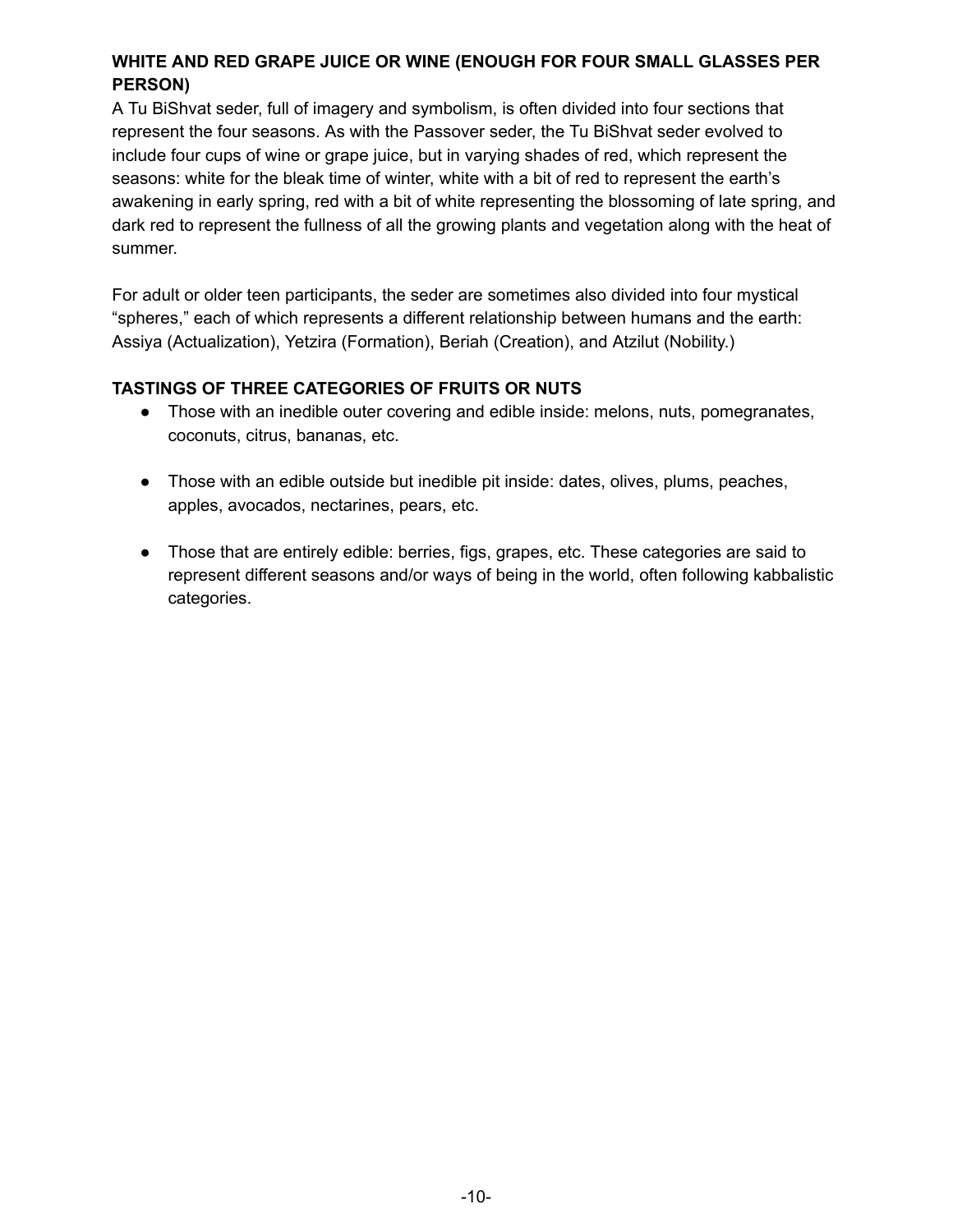**WHITE AND RED GRAPE JUICE OR WINE (ENOUGH FOR FOUR SMALL GLASSES PER PERSON)**

A Tu BiShvat seder, full of imagery and symbolism, is often divided into four sections that represent the four seasons. As with the Passover seder, the Tu BiShvat seder evolved to include four cups of wine or grape juice, but in varying shades of red, which represent the seasons: white for the bleak time of winter, white with a bit of red to represent the earth's awakening in early spring, red with a bit of white representing the blossoming of late spring, and dark red to represent the fullness of all the growing plants and vegetation along with the heat of summer.

For adult or older teen participants, the seder are sometimes also divided into four mystical "spheres," each of which represents a different relationship between humans and the earth: Assiya (Actualization), Yetzira (Formation), Beriah (Creation), and Atzilut (Nobility.)

**TASTINGS OF THREE CATEGORIES OF FRUITS OR NUTS**

- Those with an inedible outer covering and edible inside: melons, nuts, pomegranates, coconuts, citrus, bananas, etc.

- Those with an edible outside but inedible pit inside: dates, olives, plums, peaches, apples, avocados, nectarines, pears, etc.

- Those that are entirely edible: berries, figs, grapes, etc. These categories are said to represent different seasons and/or ways of being in the world, often following kabbalistic categories.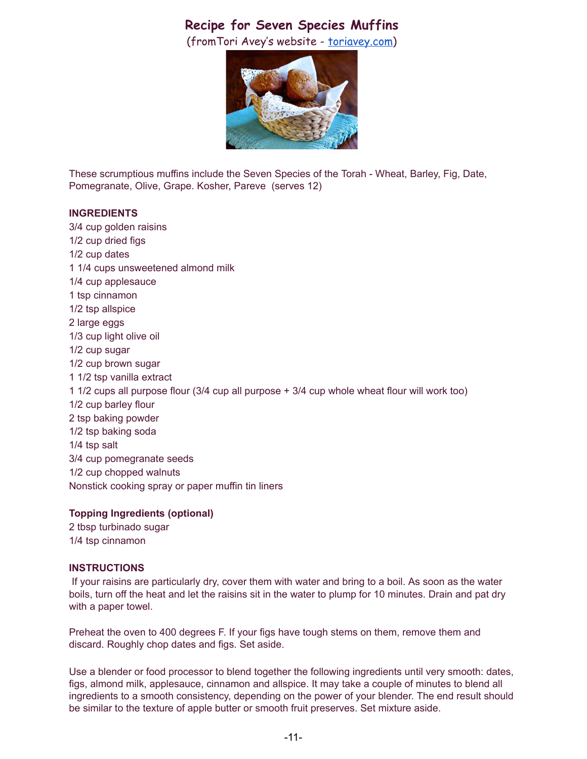# Recipe for Seven Species Muffins

(fromTori Avey's website - [toriavey.com](toriavey.com))

These scrumptious muffins include the Seven Species of the Torah - Wheat, Barley, Fig, Date, Pomegranate, Olive, Grape. Kosher, Pareve (serves 12)

**INGREDIENTS**

3/4 cup golden raisins
1/2 cup dried figs
1/2 cup dates
1 1/4 cups unsweetened almond milk
1/4 cup applesauce
1 tsp cinnamon
1/2 tsp allspice
2 large eggs
1/3 cup light olive oil
1/2 cup sugar
1/2 cup brown sugar
1 1/2 tsp vanilla extract
1 1/2 cups all purpose flour (3/4 cup all purpose + 3/4 cup whole wheat flour will work too)
1/2 cup barley flour
2 tsp baking powder
1/2 tsp baking soda
1/4 tsp salt
3/4 cup pomegranate seeds
1/2 cup chopped walnuts
Nonstick cooking spray or paper muffin tin liners

**Topping Ingredients (optional)**

2 tbsp turbinado sugar
1/4 tsp cinnamon

**INSTRUCTIONS**

If your raisins are particularly dry, cover them with water and bring to a boil. As soon as the water boils, turn off the heat and let the raisins sit in the water to plump for 10 minutes. Drain and pat dry with a paper towel.

Preheat the oven to 400 degrees F. If your figs have tough stems on them, remove them and discard. Roughly chop dates and figs. Set aside.

Use a blender or food processor to blend together the following ingredients until very smooth: dates, figs, almond milk, applesauce, cinnamon and allspice. It may take a couple of minutes to blend all ingredients to a smooth consistency, depending on the power of your blender. The end result should be similar to the texture of apple butter or smooth fruit preserves. Set mixture aside.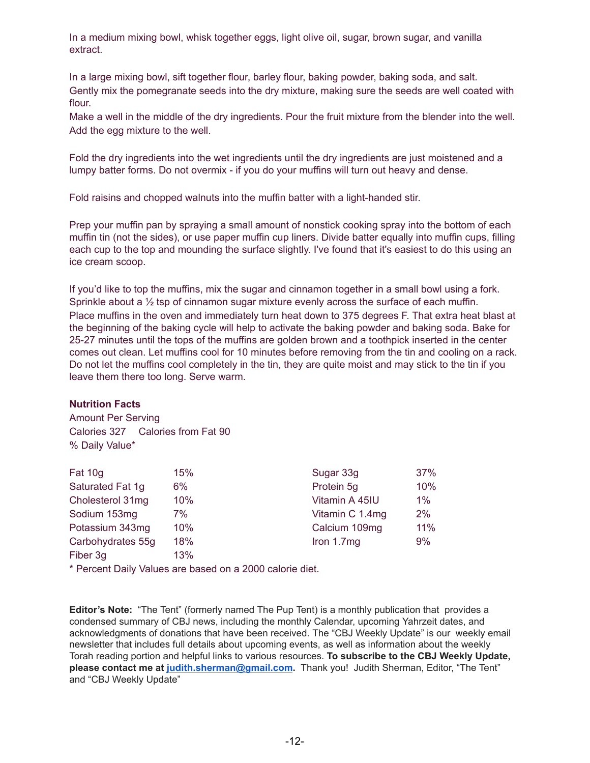In a medium mixing bowl, whisk together eggs, light olive oil, sugar, brown sugar, and vanilla extract.

In a large mixing bowl, sift together flour, barley flour, baking powder, baking soda, and salt.
Gently mix the pomegranate seeds into the dry mixture, making sure the seeds are well coated with flour.
Make a well in the middle of the dry ingredients. Pour the fruit mixture from the blender into the well. Add the egg mixture to the well.

Fold the dry ingredients into the wet ingredients until the dry ingredients are just moistened and a lumpy batter forms. Do not overmix - if you do your muffins will turn out heavy and dense.

Fold raisins and chopped walnuts into the muffin batter with a light-handed stir.

Prep your muffin pan by spraying a small amount of nonstick cooking spray into the bottom of each muffin tin (not the sides), or use paper muffin cup liners. Divide batter equally into muffin cups, filling each cup to the top and mounding the surface slightly. I've found that it's easiest to do this using an ice cream scoop.

If you'd like to top the muffins, mix the sugar and cinnamon together in a small bowl using a fork. Sprinkle about a ½ tsp of cinnamon sugar mixture evenly across the surface of each muffin.
Place muffins in the oven and immediately turn heat down to 375 degrees F. That extra heat blast at the beginning of the baking cycle will help to activate the baking powder and baking soda. Bake for 25-27 minutes until the tops of the muffins are golden brown and a toothpick inserted in the center comes out clean. Let muffins cool for 10 minutes before removing from the tin and cooling on a rack. Do not let the muffins cool completely in the tin, they are quite moist and may stick to the tin if you leave them there too long. Serve warm.

**Nutrition Facts**
Amount Per Serving
Calories 327 Calories from Fat 90
% Daily Value*

| | | | |
|---|---|---|---|
| Fat 10g | 15% | Sugar 33g | 37% |
| Saturated Fat 1g | 6% | Protein 5g | 10% |
| Cholesterol 31mg | 10% | Vitamin A 45IU | 1% |
| Sodium 153mg | 7% | Vitamin C 1.4mg | 2% |
| Potassium 343mg | 10% | Calcium 109mg | 11% |
| Carbohydrates 55g | 18% | Iron 1.7mg | 9% |
| Fiber 3g | 13% | | |

* Percent Daily Values are based on a 2000 calorie diet.

**Editor's Note:** "The Tent" (formerly named The Pup Tent) is a monthly publication that provides a condensed summary of CBJ news, including the monthly Calendar, upcoming Yahrzeit dates, and acknowledgments of donations that have been received. The "CBJ Weekly Update" is our weekly email newsletter that includes full details about upcoming events, as well as information about the weekly Torah reading portion and helpful links to various resources. **To subscribe to the CBJ Weekly Update, please contact me at judith.sherman@gmail.com.** Thank you! Judith Sherman, Editor, "The Tent" and "CBJ Weekly Update"